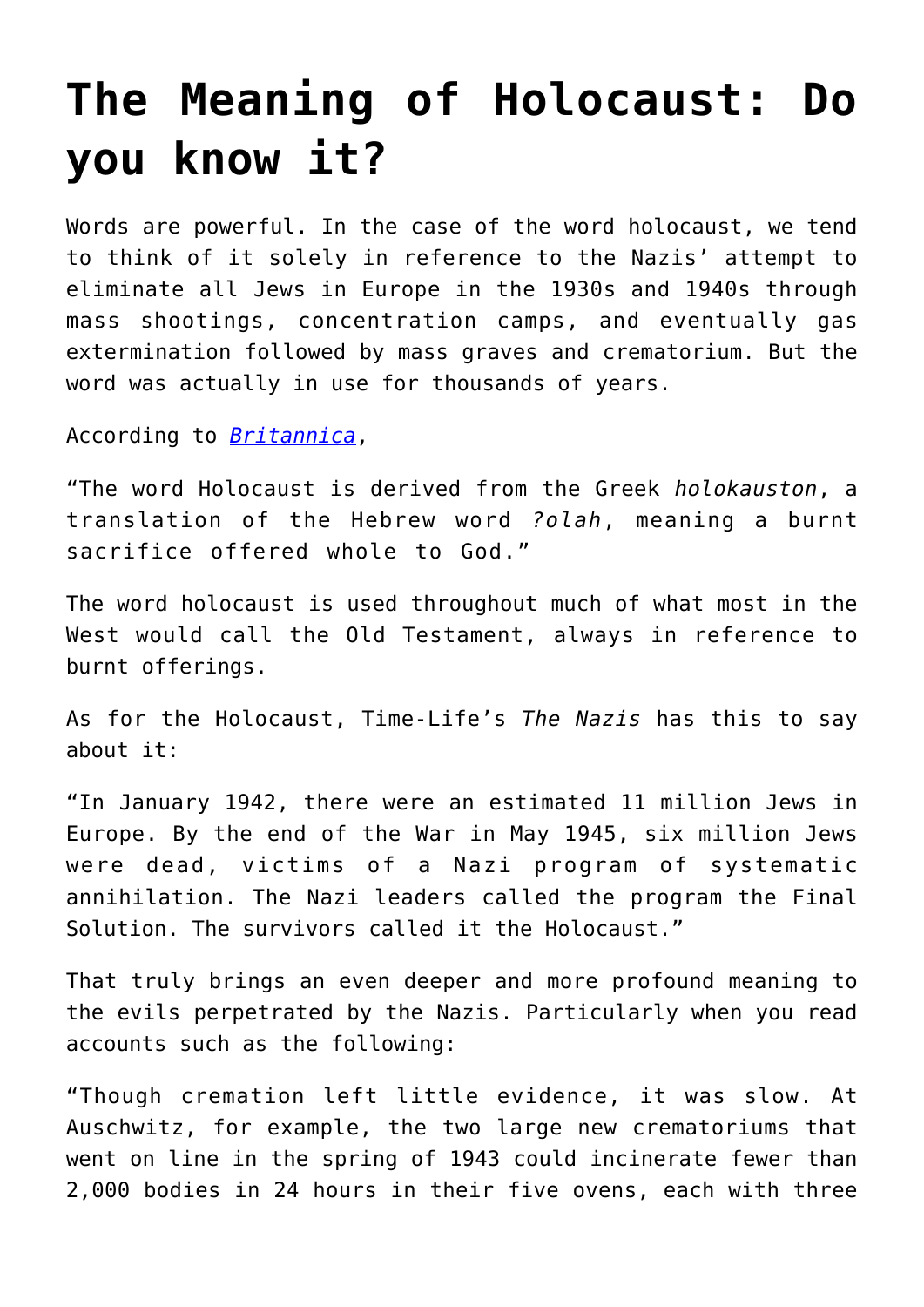# The Meaning of Holocaust: Do you know it?

Words are powerful. In the case of the word holocaust, we tend to think of it solely in reference to the Nazis' attempt to eliminate all Jews in Europe in the 1930s and 1940s through mass shootings, concentration camps, and eventually gas extermination followed by mass graves and crematorium. But the word was actually in use for thousands of years.

According to [*Britannica*](),

"The word Holocaust is derived from the Greek *holokauston*, a translation of the Hebrew word *?olah*, meaning a burnt sacrifice offered whole to God."

The word holocaust is used throughout much of what most in the West would call the Old Testament, always in reference to burnt offerings.

As for the Holocaust, Time-Life's *The Nazis* has this to say about it:

"In January 1942, there were an estimated 11 million Jews in Europe. By the end of the War in May 1945, six million Jews were dead, victims of a Nazi program of systematic annihilation. The Nazi leaders called the program the Final Solution. The survivors called it the Holocaust."

That truly brings an even deeper and more profound meaning to the evils perpetrated by the Nazis. Particularly when you read accounts such as the following:

"Though cremation left little evidence, it was slow. At Auschwitz, for example, the two large new crematoriums that went on line in the spring of 1943 could incinerate fewer than 2,000 bodies in 24 hours in their five ovens, each with three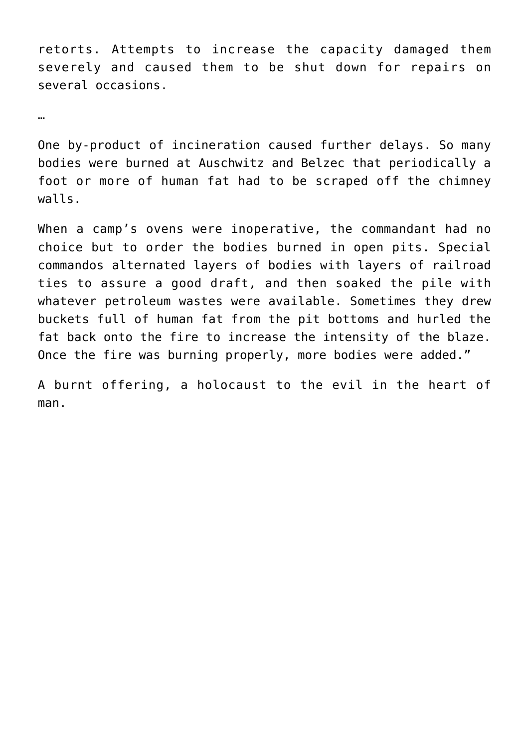retorts. Attempts to increase the capacity damaged them severely and caused them to be shut down for repairs on several occasions.

…

One by-product of incineration caused further delays. So many bodies were burned at Auschwitz and Belzec that periodically a foot or more of human fat had to be scraped off the chimney walls.

When a camp's ovens were inoperative, the commandant had no choice but to order the bodies burned in open pits. Special commandos alternated layers of bodies with layers of railroad ties to assure a good draft, and then soaked the pile with whatever petroleum wastes were available. Sometimes they drew buckets full of human fat from the pit bottoms and hurled the fat back onto the fire to increase the intensity of the blaze. Once the fire was burning properly, more bodies were added."

A burnt offering, a holocaust to the evil in the heart of man.